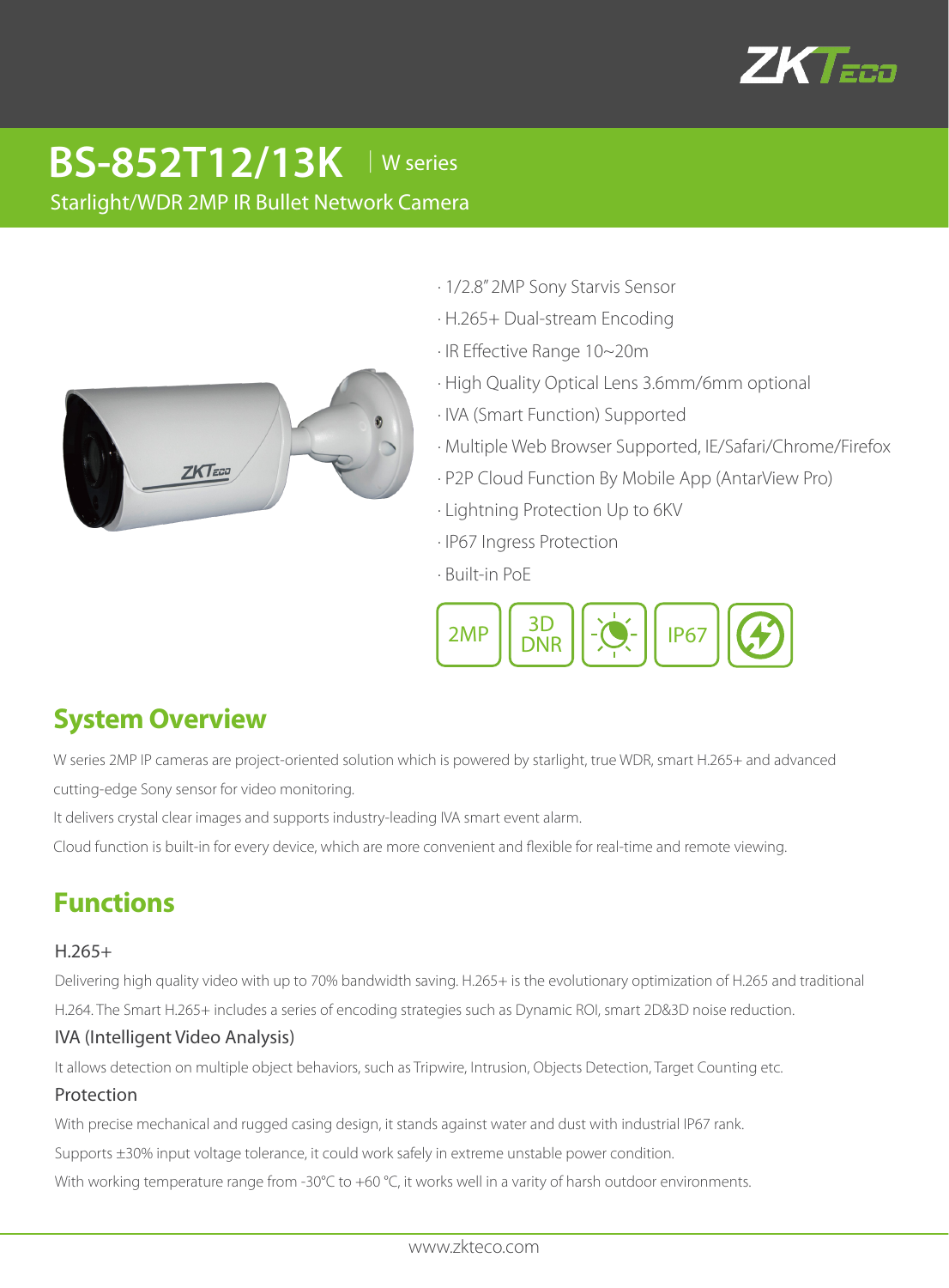# BS-852T12/13K | W series

Starlight/WDR 2MP IR Bullet Network Camera

- 1/2.8" 2MP Sony Starvis Sensor
- H.265+ Dual-stream Encoding
- IR Effective Range 10~20m
- High Quality Optical Lens 3.6mm/6mm optional
- IVA (Smart Function) Supported
- Multiple Web Browser Supported, IE/Safari/Chrome/Firefox
- P2P Cloud Function By Mobile App (AntarView Pro)
- Lightning Protection Up to 6KV
- IP67 Ingress Protection
- Built-in PoE

2MP | 3D DNR | IP67

## System Overview

W series 2MP IP cameras are project-oriented solution which is powered by starlight, true WDR, smart H.265+ and advanced cutting-edge Sony sensor for video monitoring.

It delivers crystal clear images and supports industry-leading IVA smart event alarm.

Cloud function is built-in for every device, which are more convenient and flexible for real-time and remote viewing.

## Functions

### H.265+

Delivering high quality video with up to 70% bandwidth saving. H.265+ is the evolutionary optimization of H.265 and traditional H.264. The Smart H.265+ includes a series of encoding strategies such as Dynamic ROI, smart 2D&3D noise reduction.

### IVA (Intelligent Video Analysis)

It allows detection on multiple object behaviors, such as Tripwire, Intrusion, Objects Detection, Target Counting etc.

### Protection

With precise mechanical and rugged casing design, it stands against water and dust with industrial IP67 rank.

Supports ±30% input voltage tolerance, it could work safely in extreme unstable power condition.

With working temperature range from -30°C to +60 °C, it works well in a varity of harsh outdoor environments.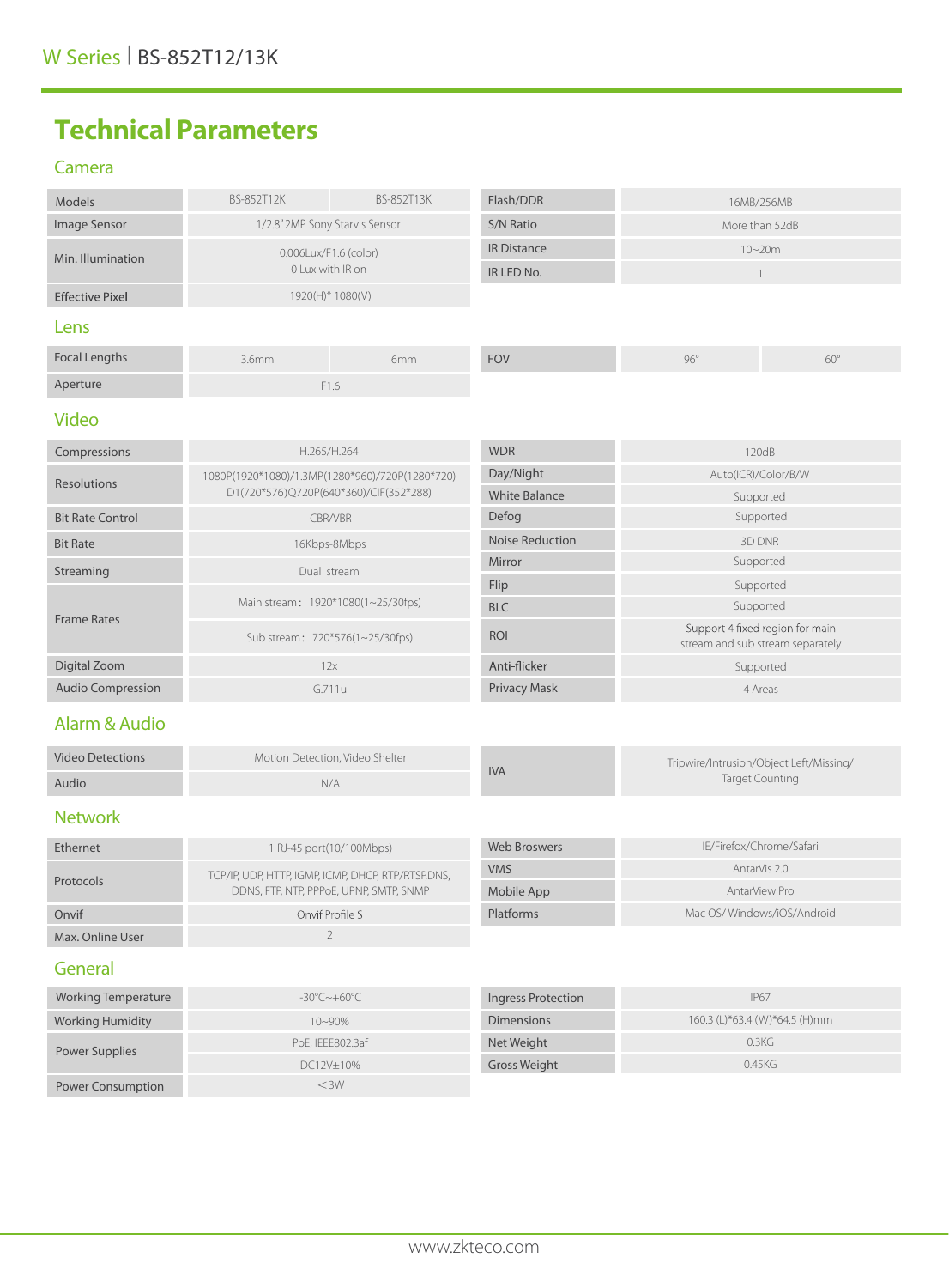W Series | BS-852T12/13K

# Technical Parameters

## Camera

| Models | BS-852T12K | BS-852T13K |
|---|---|---|
| Image Sensor | 1/2.8" 2MP Sony Starvis Sensor | |
| Min. Illumination | 0.006Lux/F1.6 (color)<br>0 Lux with IR on | |
| Effective Pixel | 1920(H)* 1080(V) | |

| Flash/DDR | 16MB/256MB |
|---|---|
| S/N Ratio | More than 52dB |
| IR Distance | 10~20m |
| IR LED No. | 1 |

## Lens

| Focal Lengths | 3.6mm | 6mm |
|---|---|---|
| Aperture | F1.6 | |

| FOV | 96° | 60° |
|---|---|---|

## Video

| Compressions | H.265/H.264 |
|---|---|
| Resolutions | 1080P(1920*1080)/1.3MP(1280*960)/720P(1280*720)<br>D1(720*576)Q720P(640*360)/CIF(352*288) |
| Bit Rate Control | CBR/VBR |
| Bit Rate | 16Kbps-8Mbps |
| Streaming | Dual stream |
| Frame Rates | Main stream：1920*1080(1~25/30fps)<br>Sub stream：720*576(1~25/30fps) |
| Digital Zoom | 12x |
| Audio Compression | G.711u |

| WDR | 120dB |
|---|---|
| Day/Night | Auto(ICR)/Color/B/W |
| White Balance | Supported |
| Defog | Supported |
| Noise Reduction | 3D DNR |
| Mirror | Supported |
| Flip | Supported |
| BLC | Supported |
| ROI | Support 4 fixed region for main stream and sub stream separately |
| Anti-flicker | Supported |
| Privacy Mask | 4 Areas |

## Alarm & Audio

| Video Detections | Motion Detection, Video Shelter |
|---|---|
| Audio | N/A |

| IVA | Tripwire/Intrusion/Object Left/Missing/<br>Target Counting |
|---|---|

## Network

| Ethernet | 1 RJ-45 port(10/100Mbps) |
|---|---|
| Protocols | TCP/IP, UDP, HTTP, IGMP, ICMP, DHCP, RTP/RTSP,DNS,<br>DDNS, FTP, NTP, PPPoE, UPNP, SMTP, SNMP |
| Onvif | Onvif Profile S |
| Max. Online User | 2 |

| Web Broswers | IE/Firefox/Chrome/Safari |
|---|---|
| VMS | AntarVis 2.0 |
| Mobile App | AntarView Pro |
| Platforms | Mac OS/ Windows/iOS/Android |

## General

| Working Temperature | -30°C~+60°C |
|---|---|
| Working Humidity | 10~90% |
| Power Supplies | PoE, IEEE802.3af<br>DC12V±10% |
| Power Consumption | ＜3W |

| Ingress Protection | IP67 |
|---|---|
| Dimensions | 160.3 (L)*63.4 (W)*64.5 (H)mm |
| Net Weight | 0.3KG |
| Gross Weight | 0.45KG |

www.zkteco.com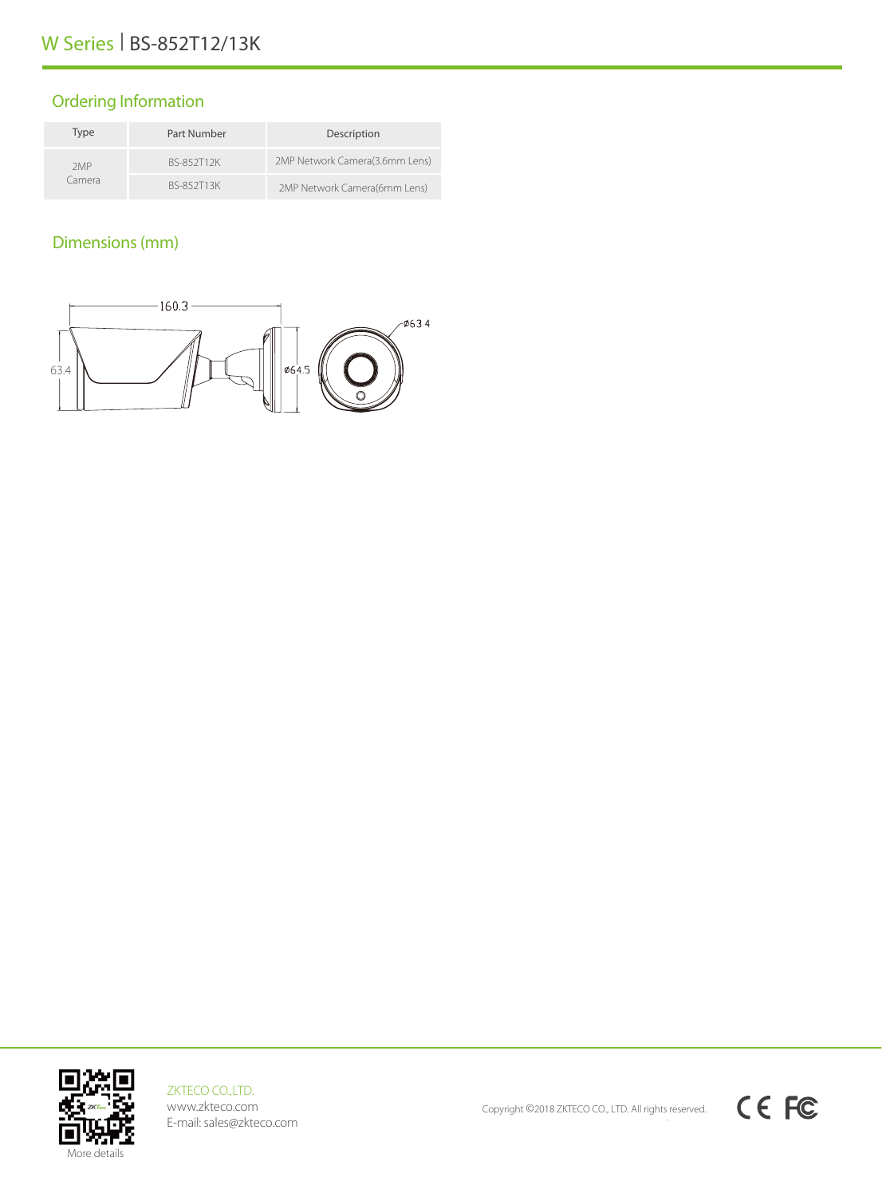## Ordering Information

| Type | Part Number | Description |
|---|---|---|
| 2MP Camera | BS-852T12K | 2MP Network Camera(3.6mm Lens) |
| | BS-852T13K | 2MP Network Camera(6mm Lens) |

## Dimensions (mm)

160.3
63.4
ø64.5
ø63.4

ZKTECO CO.,LTD.
www.zkteco.com
E-mail: sales@zkteco.com

More details

Copyright ©2018 ZKTECO CO., LTD. All rights reserved.